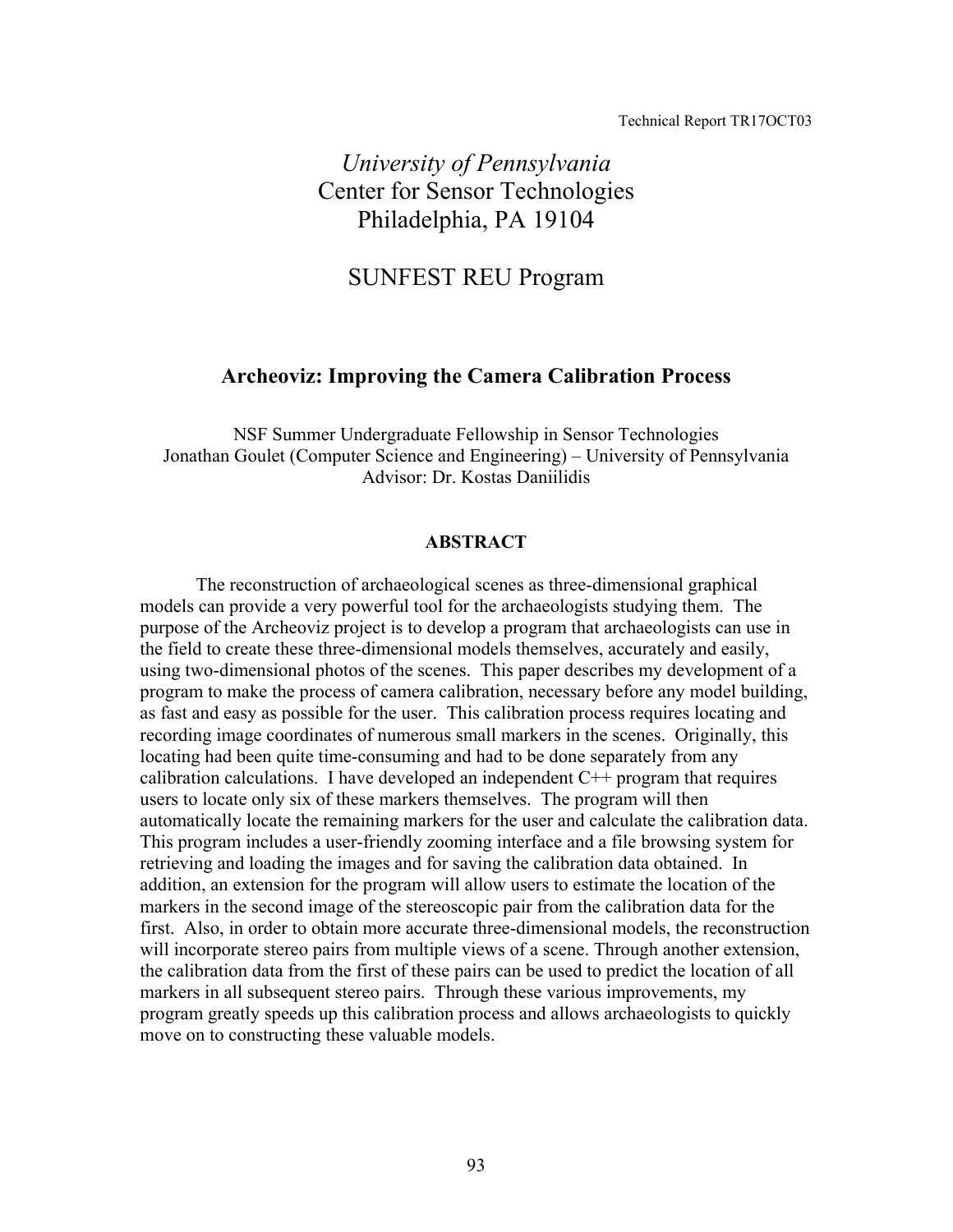Technical Report TR17OCT03

*University of Pennsylvania*
Center for Sensor Technologies
Philadelphia, PA 19104

SUNFEST REU Program

# Archeoviz: Improving the Camera Calibration Process

NSF Summer Undergraduate Fellowship in Sensor Technologies
Jonathan Goulet (Computer Science and Engineering) – University of Pennsylvania
Advisor: Dr. Kostas Daniilidis

## ABSTRACT

The reconstruction of archaeological scenes as three-dimensional graphical models can provide a very powerful tool for the archaeologists studying them. The purpose of the Archeoviz project is to develop a program that archaeologists can use in the field to create these three-dimensional models themselves, accurately and easily, using two-dimensional photos of the scenes. This paper describes my development of a program to make the process of camera calibration, necessary before any model building, as fast and easy as possible for the user. This calibration process requires locating and recording image coordinates of numerous small markers in the scenes. Originally, this locating had been quite time-consuming and had to be done separately from any calibration calculations. I have developed an independent C++ program that requires users to locate only six of these markers themselves. The program will then automatically locate the remaining markers for the user and calculate the calibration data. This program includes a user-friendly zooming interface and a file browsing system for retrieving and loading the images and for saving the calibration data obtained. In addition, an extension for the program will allow users to estimate the location of the markers in the second image of the stereoscopic pair from the calibration data for the first. Also, in order to obtain more accurate three-dimensional models, the reconstruction will incorporate stereo pairs from multiple views of a scene. Through another extension, the calibration data from the first of these pairs can be used to predict the location of all markers in all subsequent stereo pairs. Through these various improvements, my program greatly speeds up this calibration process and allows archaeologists to quickly move on to constructing these valuable models.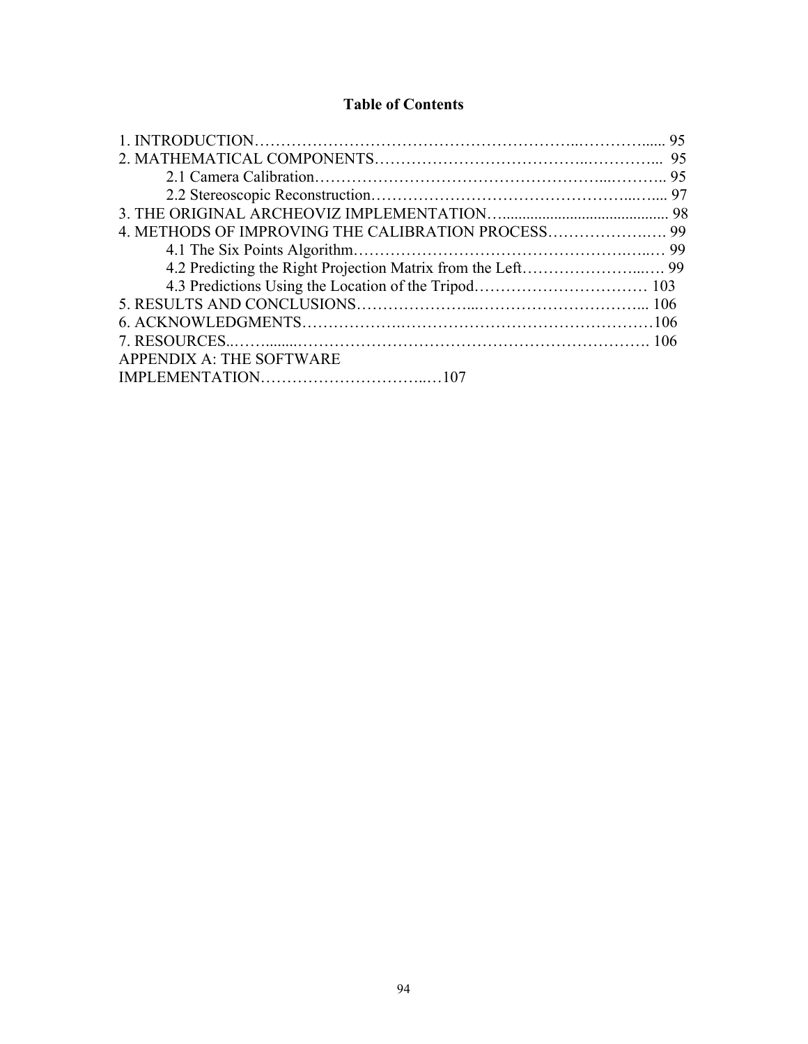**Table of Contents**

1. INTRODUCTION………………………………………………………..………….…... 95
2. MATHEMATICAL COMPONENTS………………………………….…………... 95
    - 2.1 Camera Calibration……………………………………………...……….. 95
    - 2.2 Stereoscopic Reconstruction…………………………………………...…... 97
3. THE ORIGINAL ARCHEOVIZ IMPLEMENTATION…........................................ 98
4. METHODS OF IMPROVING THE CALIBRATION PROCESS…………………. 99
    - 4.1 The Six Points Algorithm……………………………………………..…. 99
    - 4.2 Predicting the Right Projection Matrix from the Left…………………...…. 99
    - 4.3 Predictions Using the Location of the Tripod…………………………… 103
5. RESULTS AND CONCLUSIONS…………………...…………………………... 106
6. ACKNOWLEDGMENTS……………….…………………………………………106
7. RESOURCES..……........…………………………………………………………. 106

APPENDIX A: THE SOFTWARE IMPLEMENTATION…………………………..…107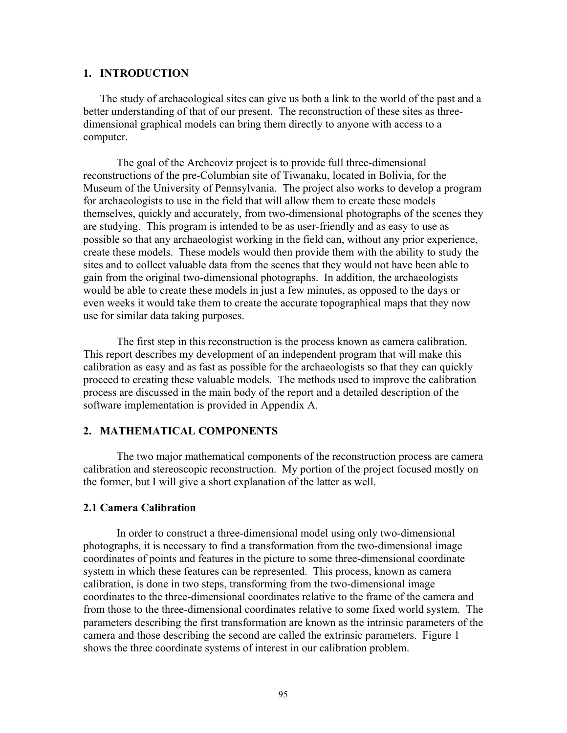## 1. INTRODUCTION

The study of archaeological sites can give us both a link to the world of the past and a better understanding of that of our present. The reconstruction of these sites as three-dimensional graphical models can bring them directly to anyone with access to a computer.

The goal of the Archeoviz project is to provide full three-dimensional reconstructions of the pre-Columbian site of Tiwanaku, located in Bolivia, for the Museum of the University of Pennsylvania. The project also works to develop a program for archaeologists to use in the field that will allow them to create these models themselves, quickly and accurately, from two-dimensional photographs of the scenes they are studying. This program is intended to be as user-friendly and as easy to use as possible so that any archaeologist working in the field can, without any prior experience, create these models. These models would then provide them with the ability to study the sites and to collect valuable data from the scenes that they would not have been able to gain from the original two-dimensional photographs. In addition, the archaeologists would be able to create these models in just a few minutes, as opposed to the days or even weeks it would take them to create the accurate topographical maps that they now use for similar data taking purposes.

The first step in this reconstruction is the process known as camera calibration. This report describes my development of an independent program that will make this calibration as easy and as fast as possible for the archaeologists so that they can quickly proceed to creating these valuable models. The methods used to improve the calibration process are discussed in the main body of the report and a detailed description of the software implementation is provided in Appendix A.

## 2. MATHEMATICAL COMPONENTS

The two major mathematical components of the reconstruction process are camera calibration and stereoscopic reconstruction. My portion of the project focused mostly on the former, but I will give a short explanation of the latter as well.

### 2.1 Camera Calibration

In order to construct a three-dimensional model using only two-dimensional photographs, it is necessary to find a transformation from the two-dimensional image coordinates of points and features in the picture to some three-dimensional coordinate system in which these features can be represented. This process, known as camera calibration, is done in two steps, transforming from the two-dimensional image coordinates to the three-dimensional coordinates relative to the frame of the camera and from those to the three-dimensional coordinates relative to some fixed world system. The parameters describing the first transformation are known as the intrinsic parameters of the camera and those describing the second are called the extrinsic parameters. Figure 1 shows the three coordinate systems of interest in our calibration problem.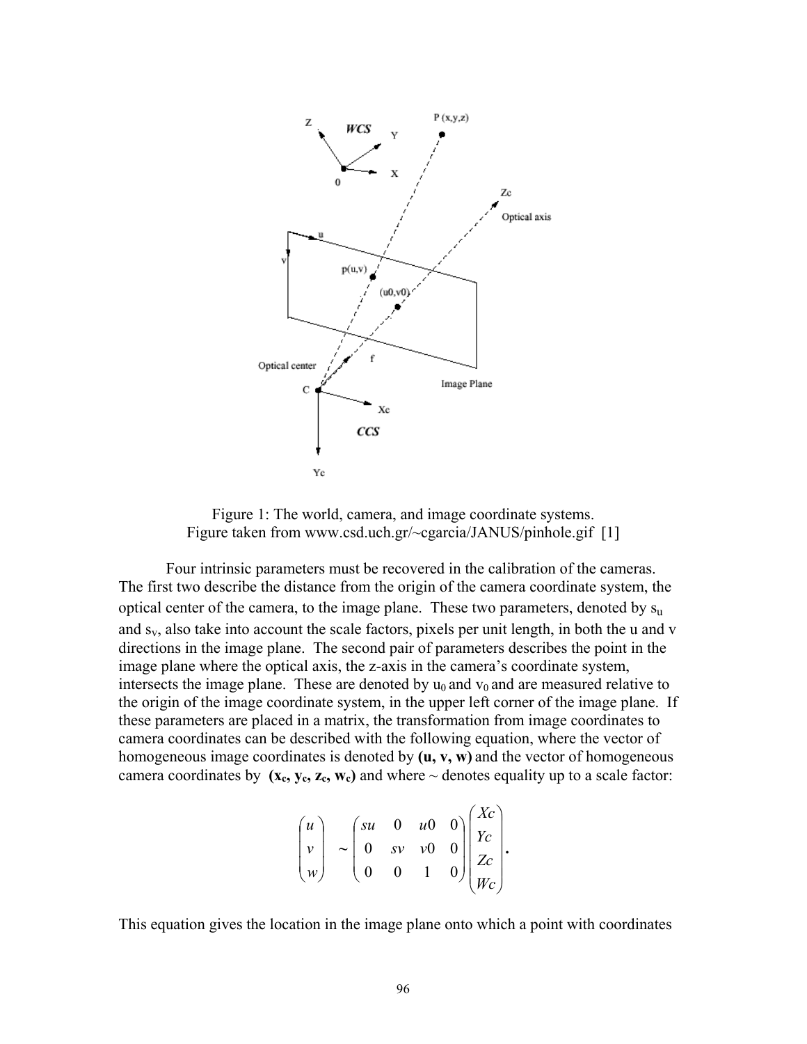Figure 1: The world, camera, and image coordinate systems.
Figure taken from www.csd.uch.gr/~cgarcia/JANUS/pinhole.gif [1]

Four intrinsic parameters must be recovered in the calibration of the cameras. The first two describe the distance from the origin of the camera coordinate system, the optical center of the camera, to the image plane. These two parameters, denoted by $s_u$ and $s_v$, also take into account the scale factors, pixels per unit length, in both the u and v directions in the image plane. The second pair of parameters describes the point in the image plane where the optical axis, the z-axis in the camera's coordinate system, intersects the image plane. These are denoted by $u_0$ and $v_0$ and are measured relative to the origin of the image coordinate system, in the upper left corner of the image plane. If these parameters are placed in a matrix, the transformation from image coordinates to camera coordinates can be described with the following equation, where the vector of homogeneous image coordinates is denoted by **(u, v, w)** and the vector of homogeneous camera coordinates by **($x_c$, $y_c$, $z_c$, $w_c$)** and where ~ denotes equality up to a scale factor:

$$\begin{pmatrix} u \\ v \\ w \end{pmatrix} \sim \begin{pmatrix} su & 0 & u0 & 0 \\ 0 & sv & v0 & 0 \\ 0 & 0 & 1 & 0 \end{pmatrix} \begin{pmatrix} Xc \\ Yc \\ Zc \\ Wc \end{pmatrix}.$$

This equation gives the location in the image plane onto which a point with coordinates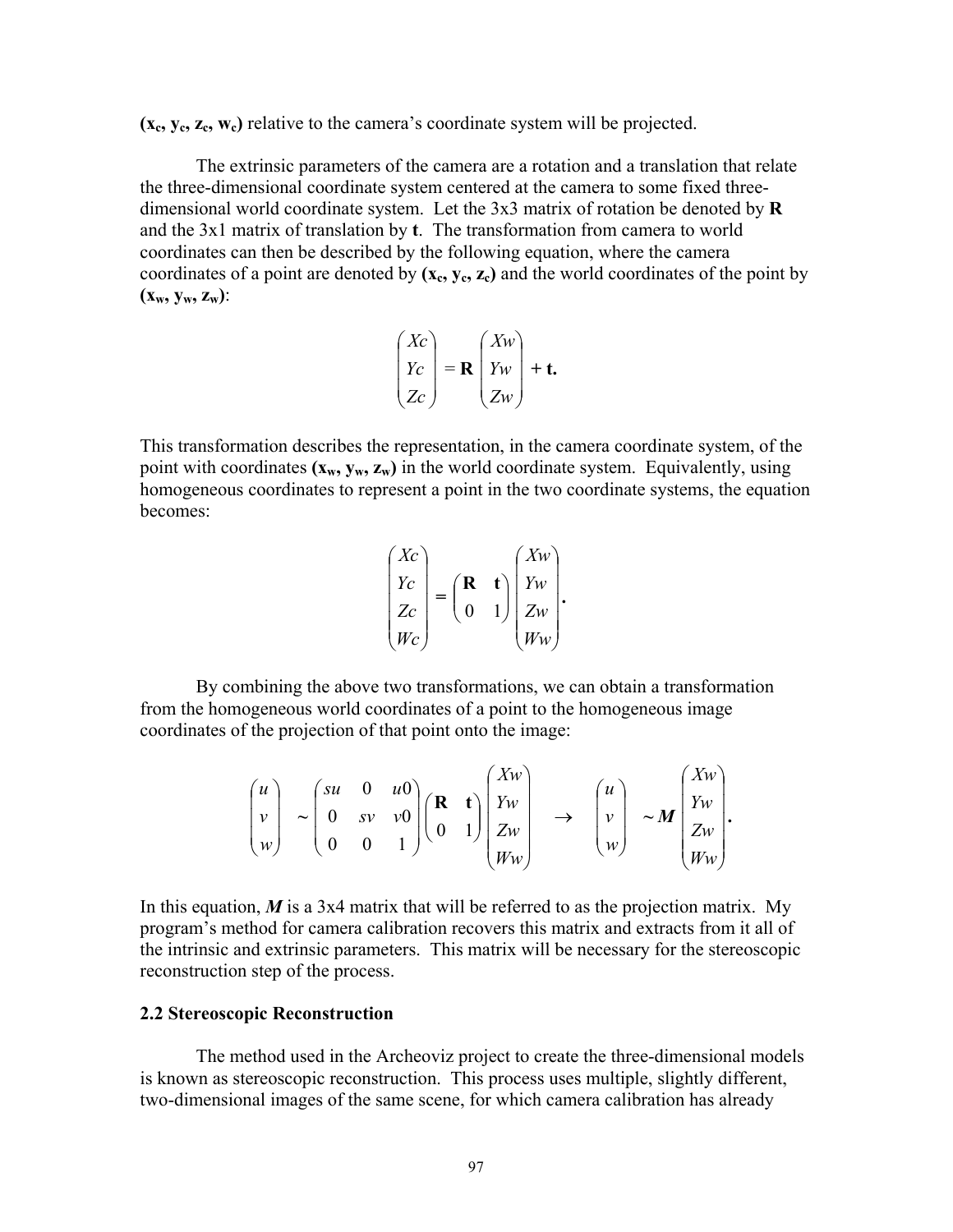**($x_c$, $y_c$, $z_c$, $w_c$)** relative to the camera's coordinate system will be projected.

The extrinsic parameters of the camera are a rotation and a translation that relate the three-dimensional coordinate system centered at the camera to some fixed three-dimensional world coordinate system. Let the 3x3 matrix of rotation be denoted by **R** and the 3x1 matrix of translation by **t**. The transformation from camera to world coordinates can then be described by the following equation, where the camera coordinates of a point are denoted by **($x_c$, $y_c$, $z_c$)** and the world coordinates of the point by **($x_w$, $y_w$, $z_w$)**:

$$\begin{pmatrix} Xc \\ Yc \\ Zc \end{pmatrix} = \mathbf{R} \begin{pmatrix} Xw \\ Yw \\ Zw \end{pmatrix} + \mathbf{t}.$$

This transformation describes the representation, in the camera coordinate system, of the point with coordinates **($x_w$, $y_w$, $z_w$)** in the world coordinate system. Equivalently, using homogeneous coordinates to represent a point in the two coordinate systems, the equation becomes:

$$\begin{pmatrix} Xc \\ Yc \\ Zc \\ Wc \end{pmatrix} = \begin{pmatrix} \mathbf{R} & \mathbf{t} \\ 0 & 1 \end{pmatrix} \begin{pmatrix} Xw \\ Yw \\ Zw \\ Ww \end{pmatrix}.$$

By combining the above two transformations, we can obtain a transformation from the homogeneous world coordinates of a point to the homogeneous image coordinates of the projection of that point onto the image:

$$\begin{pmatrix} u \\ v \\ w \end{pmatrix} \sim \begin{pmatrix} su & 0 & u0 \\ 0 & sv & v0 \\ 0 & 0 & 1 \end{pmatrix} \begin{pmatrix} \mathbf{R} & \mathbf{t} \\ 0 & 1 \end{pmatrix} \begin{pmatrix} Xw \\ Yw \\ Zw \\ Ww \end{pmatrix} \quad \rightarrow \quad \begin{pmatrix} u \\ v \\ w \end{pmatrix} \sim \boldsymbol{M} \begin{pmatrix} Xw \\ Yw \\ Zw \\ Ww \end{pmatrix}.$$

In this equation, ***M*** is a 3x4 matrix that will be referred to as the projection matrix. My program's method for camera calibration recovers this matrix and extracts from it all of the intrinsic and extrinsic parameters. This matrix will be necessary for the stereoscopic reconstruction step of the process.

### 2.2 Stereoscopic Reconstruction

The method used in the Archeoviz project to create the three-dimensional models is known as stereoscopic reconstruction. This process uses multiple, slightly different, two-dimensional images of the same scene, for which camera calibration has already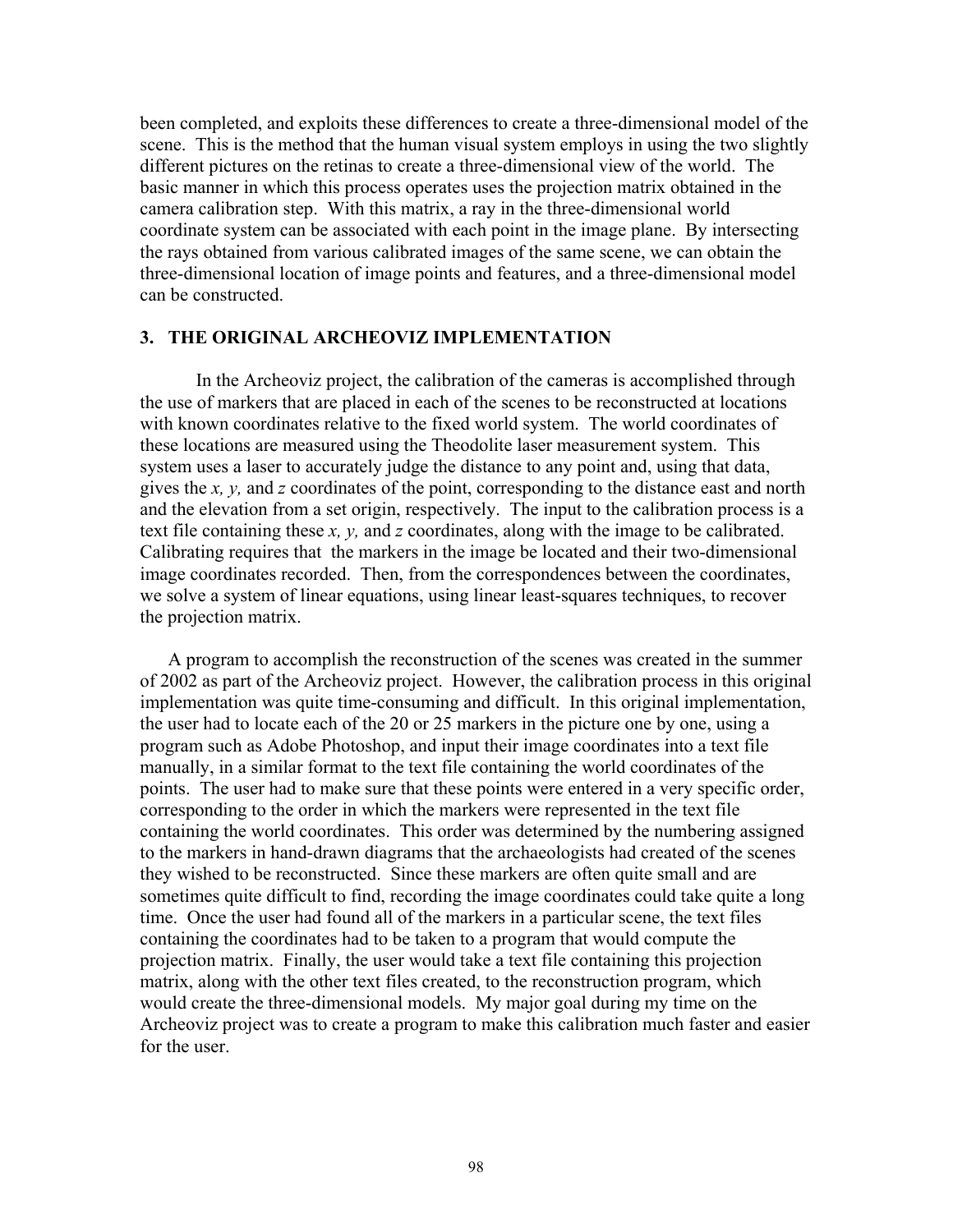been completed, and exploits these differences to create a three-dimensional model of the scene. This is the method that the human visual system employs in using the two slightly different pictures on the retinas to create a three-dimensional view of the world. The basic manner in which this process operates uses the projection matrix obtained in the camera calibration step. With this matrix, a ray in the three-dimensional world coordinate system can be associated with each point in the image plane. By intersecting the rays obtained from various calibrated images of the same scene, we can obtain the three-dimensional location of image points and features, and a three-dimensional model can be constructed.

## 3. THE ORIGINAL ARCHEOVIZ IMPLEMENTATION

In the Archeoviz project, the calibration of the cameras is accomplished through the use of markers that are placed in each of the scenes to be reconstructed at locations with known coordinates relative to the fixed world system. The world coordinates of these locations are measured using the Theodolite laser measurement system. This system uses a laser to accurately judge the distance to any point and, using that data, gives the *x, y,* and *z* coordinates of the point, corresponding to the distance east and north and the elevation from a set origin, respectively. The input to the calibration process is a text file containing these *x, y,* and *z* coordinates, along with the image to be calibrated. Calibrating requires that the markers in the image be located and their two-dimensional image coordinates recorded. Then, from the correspondences between the coordinates, we solve a system of linear equations, using linear least-squares techniques, to recover the projection matrix.

A program to accomplish the reconstruction of the scenes was created in the summer of 2002 as part of the Archeoviz project. However, the calibration process in this original implementation was quite time-consuming and difficult. In this original implementation, the user had to locate each of the 20 or 25 markers in the picture one by one, using a program such as Adobe Photoshop, and input their image coordinates into a text file manually, in a similar format to the text file containing the world coordinates of the points. The user had to make sure that these points were entered in a very specific order, corresponding to the order in which the markers were represented in the text file containing the world coordinates. This order was determined by the numbering assigned to the markers in hand-drawn diagrams that the archaeologists had created of the scenes they wished to be reconstructed. Since these markers are often quite small and are sometimes quite difficult to find, recording the image coordinates could take quite a long time. Once the user had found all of the markers in a particular scene, the text files containing the coordinates had to be taken to a program that would compute the projection matrix. Finally, the user would take a text file containing this projection matrix, along with the other text files created, to the reconstruction program, which would create the three-dimensional models. My major goal during my time on the Archeoviz project was to create a program to make this calibration much faster and easier for the user.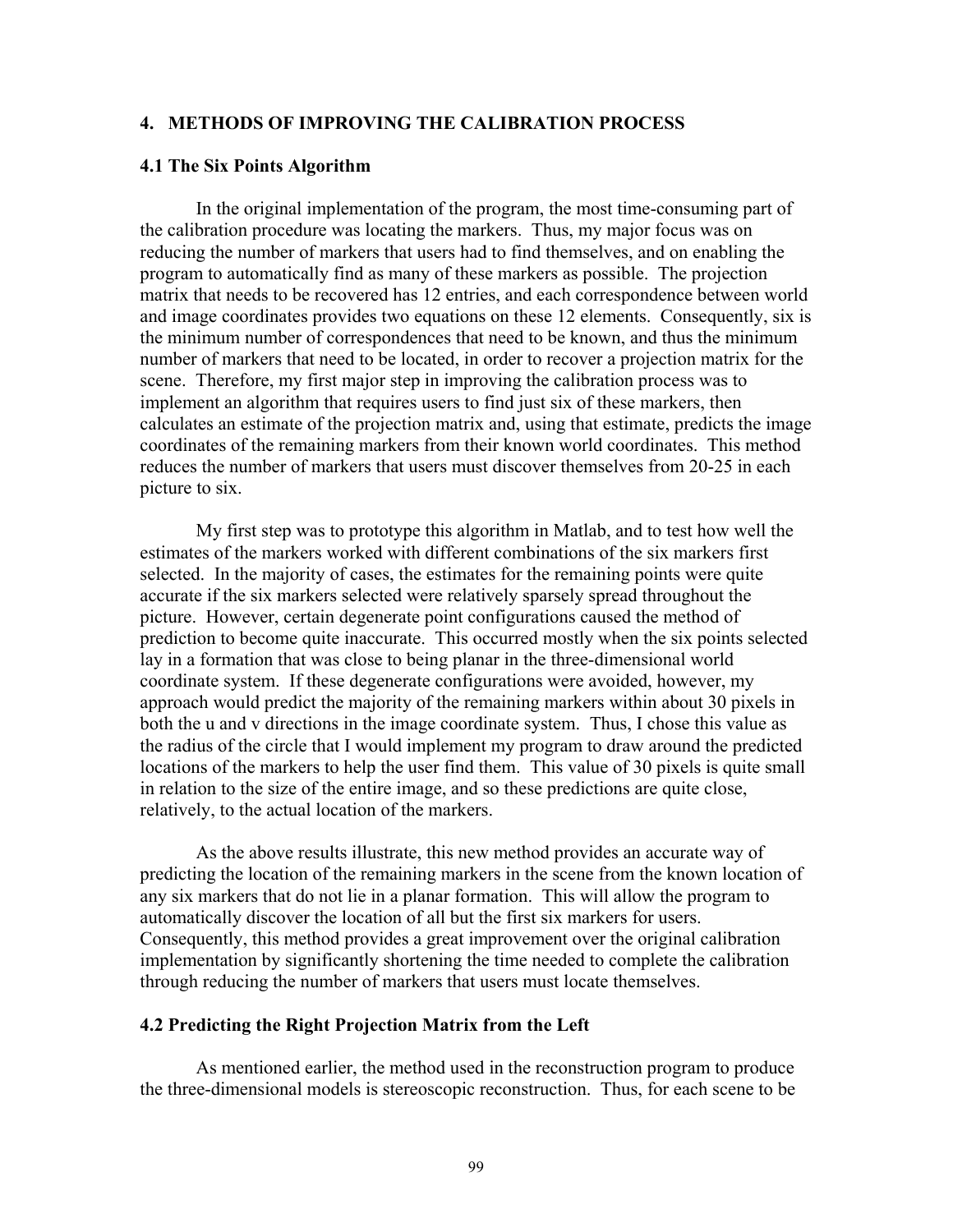## 4. METHODS OF IMPROVING THE CALIBRATION PROCESS

### 4.1 The Six Points Algorithm

In the original implementation of the program, the most time-consuming part of the calibration procedure was locating the markers. Thus, my major focus was on reducing the number of markers that users had to find themselves, and on enabling the program to automatically find as many of these markers as possible. The projection matrix that needs to be recovered has 12 entries, and each correspondence between world and image coordinates provides two equations on these 12 elements. Consequently, six is the minimum number of correspondences that need to be known, and thus the minimum number of markers that need to be located, in order to recover a projection matrix for the scene. Therefore, my first major step in improving the calibration process was to implement an algorithm that requires users to find just six of these markers, then calculates an estimate of the projection matrix and, using that estimate, predicts the image coordinates of the remaining markers from their known world coordinates. This method reduces the number of markers that users must discover themselves from 20-25 in each picture to six.

My first step was to prototype this algorithm in Matlab, and to test how well the estimates of the markers worked with different combinations of the six markers first selected. In the majority of cases, the estimates for the remaining points were quite accurate if the six markers selected were relatively sparsely spread throughout the picture. However, certain degenerate point configurations caused the method of prediction to become quite inaccurate. This occurred mostly when the six points selected lay in a formation that was close to being planar in the three-dimensional world coordinate system. If these degenerate configurations were avoided, however, my approach would predict the majority of the remaining markers within about 30 pixels in both the u and v directions in the image coordinate system. Thus, I chose this value as the radius of the circle that I would implement my program to draw around the predicted locations of the markers to help the user find them. This value of 30 pixels is quite small in relation to the size of the entire image, and so these predictions are quite close, relatively, to the actual location of the markers.

As the above results illustrate, this new method provides an accurate way of predicting the location of the remaining markers in the scene from the known location of any six markers that do not lie in a planar formation. This will allow the program to automatically discover the location of all but the first six markers for users. Consequently, this method provides a great improvement over the original calibration implementation by significantly shortening the time needed to complete the calibration through reducing the number of markers that users must locate themselves.

### 4.2 Predicting the Right Projection Matrix from the Left

As mentioned earlier, the method used in the reconstruction program to produce the three-dimensional models is stereoscopic reconstruction. Thus, for each scene to be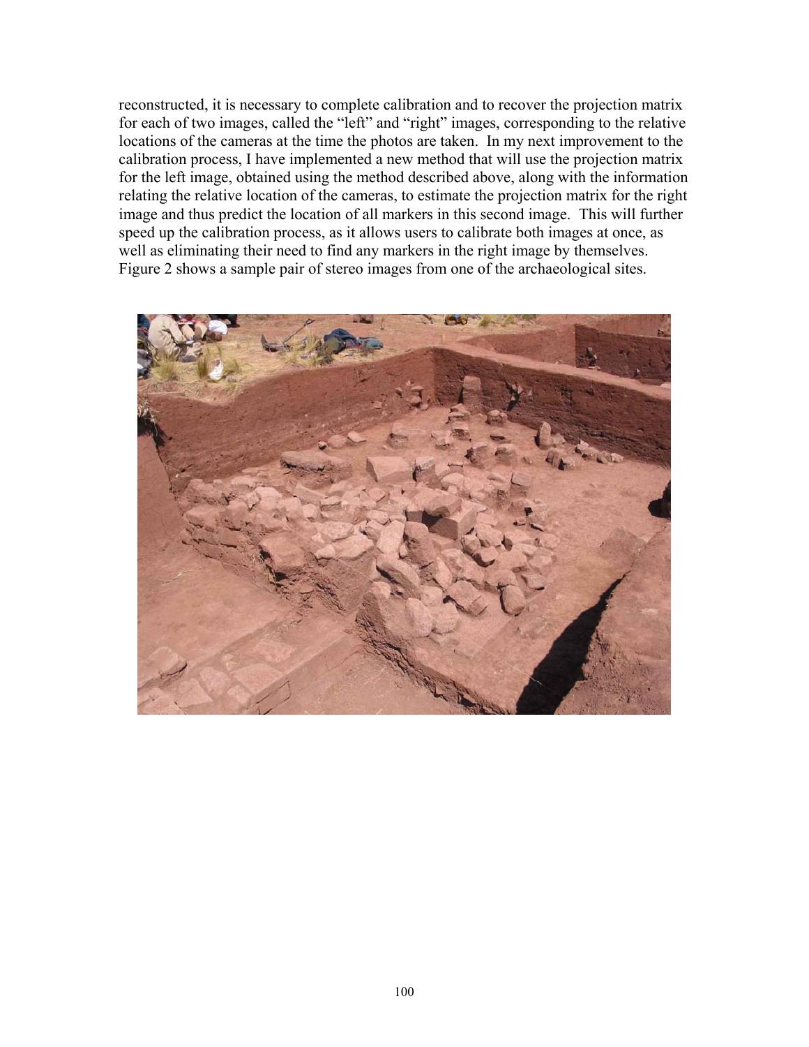reconstructed, it is necessary to complete calibration and to recover the projection matrix for each of two images, called the "left" and "right" images, corresponding to the relative locations of the cameras at the time the photos are taken. In my next improvement to the calibration process, I have implemented a new method that will use the projection matrix for the left image, obtained using the method described above, along with the information relating the relative location of the cameras, to estimate the projection matrix for the right image and thus predict the location of all markers in this second image. This will further speed up the calibration process, as it allows users to calibrate both images at once, as well as eliminating their need to find any markers in the right image by themselves. Figure 2 shows a sample pair of stereo images from one of the archaeological sites.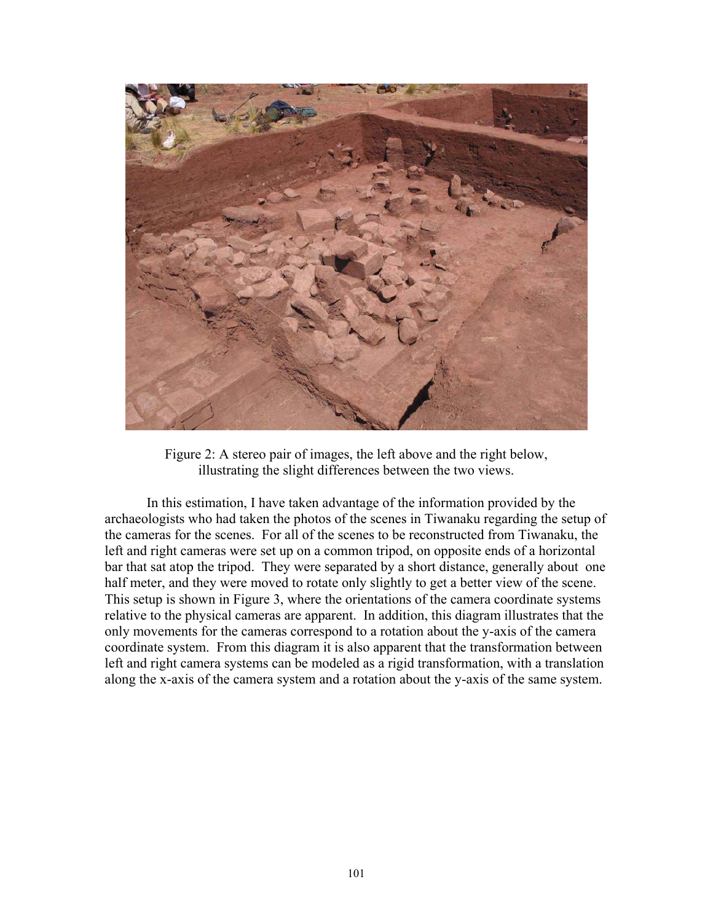Figure 2: A stereo pair of images, the left above and the right below, illustrating the slight differences between the two views.

In this estimation, I have taken advantage of the information provided by the archaeologists who had taken the photos of the scenes in Tiwanaku regarding the setup of the cameras for the scenes. For all of the scenes to be reconstructed from Tiwanaku, the left and right cameras were set up on a common tripod, on opposite ends of a horizontal bar that sat atop the tripod. They were separated by a short distance, generally about one half meter, and they were moved to rotate only slightly to get a better view of the scene. This setup is shown in Figure 3, where the orientations of the camera coordinate systems relative to the physical cameras are apparent. In addition, this diagram illustrates that the only movements for the cameras correspond to a rotation about the y-axis of the camera coordinate system. From this diagram it is also apparent that the transformation between left and right camera systems can be modeled as a rigid transformation, with a translation along the x-axis of the camera system and a rotation about the y-axis of the same system.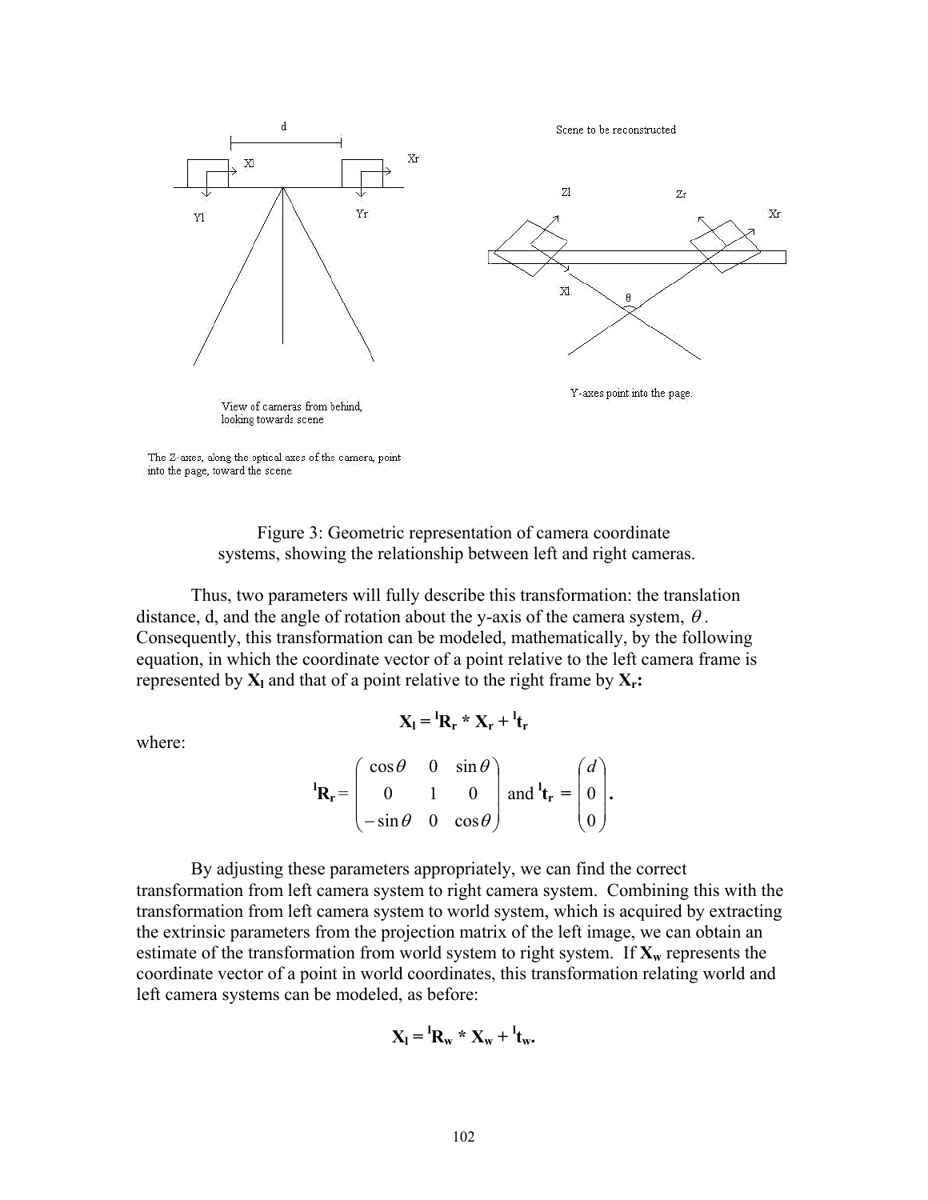Figure 3: Geometric representation of camera coordinate systems, showing the relationship between left and right cameras.

Thus, two parameters will fully describe this transformation: the translation distance, d, and the angle of rotation about the y-axis of the camera system, $\theta$. Consequently, this transformation can be modeled, mathematically, by the following equation, in which the coordinate vector of a point relative to the left camera frame is represented by $\mathbf{X_l}$ and that of a point relative to the right frame by $\mathbf{X_r}$:

$$\mathbf{X_l} = {}^{\mathbf{l}}\mathbf{R_r} * \mathbf{X_r} + {}^{\mathbf{l}}\mathbf{t_r}$$

where:

$${}^{\mathbf{l}}\mathbf{R_r} = \begin{pmatrix} \cos\theta & 0 & \sin\theta \\ 0 & 1 & 0 \\ -\sin\theta & 0 & \cos\theta \end{pmatrix} \text{ and } {}^{\mathbf{l}}\mathbf{t_r} = \begin{pmatrix} d \\ 0 \\ 0 \end{pmatrix}.$$

By adjusting these parameters appropriately, we can find the correct transformation from left camera system to right camera system. Combining this with the transformation from left camera system to world system, which is acquired by extracting the extrinsic parameters from the projection matrix of the left image, we can obtain an estimate of the transformation from world system to right system. If $\mathbf{X_w}$ represents the coordinate vector of a point in world coordinates, this transformation relating world and left camera systems can be modeled, as before:

$$\mathbf{X_l} = {}^{\mathbf{l}}\mathbf{R_w} * \mathbf{X_w} + {}^{\mathbf{l}}\mathbf{t_w}.$$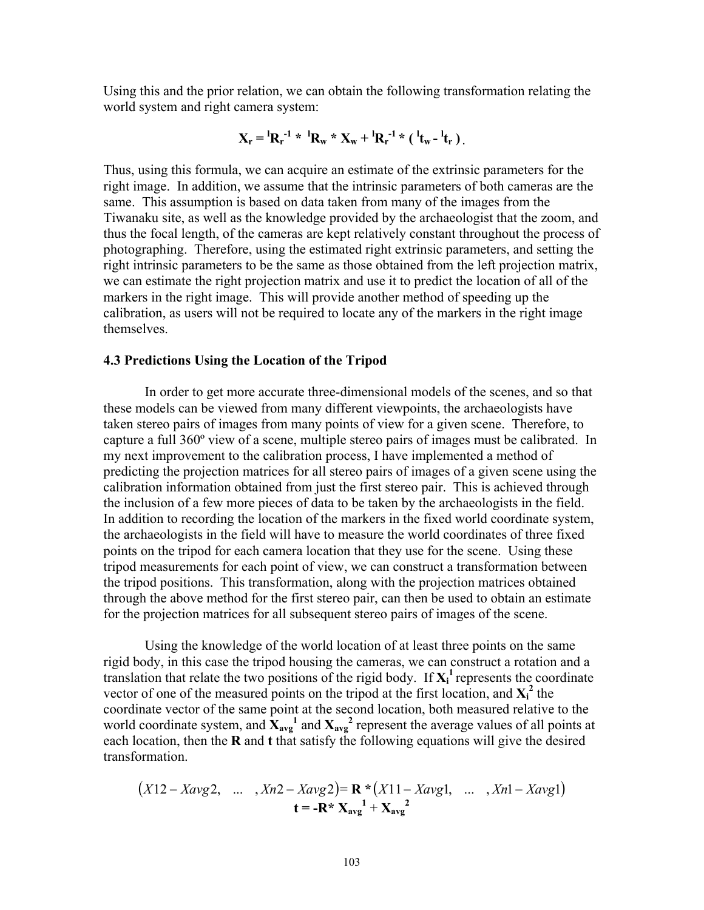Using this and the prior relation, we can obtain the following transformation relating the world system and right camera system:

$$\mathbf{X_r} = {}^{\mathbf{l}}\mathbf{R_r}^{-1} * {}^{\mathbf{l}}\mathbf{R_w} * \mathbf{X_w} + {}^{\mathbf{l}}\mathbf{R_r}^{-1} * ( {}^{\mathbf{l}}\mathbf{t_w} - {}^{\mathbf{l}}\mathbf{t_r} ).$$

Thus, using this formula, we can acquire an estimate of the extrinsic parameters for the right image. In addition, we assume that the intrinsic parameters of both cameras are the same. This assumption is based on data taken from many of the images from the Tiwanaku site, as well as the knowledge provided by the archaeologist that the zoom, and thus the focal length, of the cameras are kept relatively constant throughout the process of photographing. Therefore, using the estimated right extrinsic parameters, and setting the right intrinsic parameters to be the same as those obtained from the left projection matrix, we can estimate the right projection matrix and use it to predict the location of all of the markers in the right image. This will provide another method of speeding up the calibration, as users will not be required to locate any of the markers in the right image themselves.

### 4.3 Predictions Using the Location of the Tripod

In order to get more accurate three-dimensional models of the scenes, and so that these models can be viewed from many different viewpoints, the archaeologists have taken stereo pairs of images from many points of view for a given scene. Therefore, to capture a full 360º view of a scene, multiple stereo pairs of images must be calibrated. In my next improvement to the calibration process, I have implemented a method of predicting the projection matrices for all stereo pairs of images of a given scene using the calibration information obtained from just the first stereo pair. This is achieved through the inclusion of a few more pieces of data to be taken by the archaeologists in the field. In addition to recording the location of the markers in the fixed world coordinate system, the archaeologists in the field will have to measure the world coordinates of three fixed points on the tripod for each camera location that they use for the scene. Using these tripod measurements for each point of view, we can construct a transformation between the tripod positions. This transformation, along with the projection matrices obtained through the above method for the first stereo pair, can then be used to obtain an estimate for the projection matrices for all subsequent stereo pairs of images of the scene.

Using the knowledge of the world location of at least three points on the same rigid body, in this case the tripod housing the cameras, we can construct a rotation and a translation that relate the two positions of the rigid body. If $\mathbf{X_i^1}$ represents the coordinate vector of one of the measured points on the tripod at the first location, and $\mathbf{X_i^2}$ the coordinate vector of the same point at the second location, both measured relative to the world coordinate system, and $\mathbf{X_{avg}^1}$ and $\mathbf{X_{avg}^2}$ represent the average values of all points at each location, then the **R** and **t** that satisfy the following equations will give the desired transformation.

$$(X12 - Xavg2, \quad \ldots \quad , Xn2 - Xavg2) = \mathbf{R} * (X11 - Xavg1, \quad \ldots \quad , Xn1 - Xavg1)$$

$$\mathbf{t} = -\mathbf{R} * \mathbf{X_{avg}^1} + \mathbf{X_{avg}^2}$$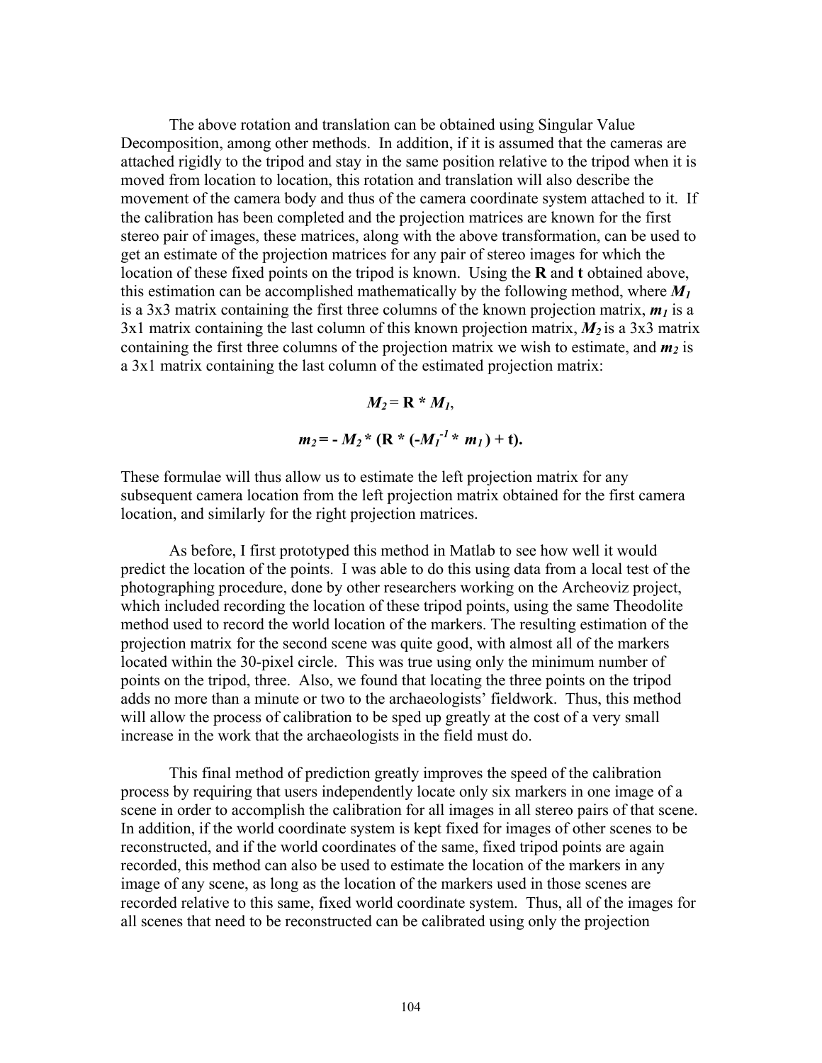The above rotation and translation can be obtained using Singular Value Decomposition, among other methods. In addition, if it is assumed that the cameras are attached rigidly to the tripod and stay in the same position relative to the tripod when it is moved from location to location, this rotation and translation will also describe the movement of the camera body and thus of the camera coordinate system attached to it. If the calibration has been completed and the projection matrices are known for the first stereo pair of images, these matrices, along with the above transformation, can be used to get an estimate of the projection matrices for any pair of stereo images for which the location of these fixed points on the tripod is known. Using the **R** and **t** obtained above, this estimation can be accomplished mathematically by the following method, where $\boldsymbol{M_1}$ is a 3x3 matrix containing the first three columns of the known projection matrix, $\boldsymbol{m_1}$ is a 3x1 matrix containing the last column of this known projection matrix, $\boldsymbol{M_2}$ is a 3x3 matrix containing the first three columns of the projection matrix we wish to estimate, and $\boldsymbol{m_2}$ is a 3x1 matrix containing the last column of the estimated projection matrix:

$$\boldsymbol{M_2} = \mathbf{R} * \boldsymbol{M_1},$$

$$\boldsymbol{m_2} = - \boldsymbol{M_2} * (\mathbf{R} * (-\boldsymbol{M_1}^{-1} * \boldsymbol{m_1}) + \mathbf{t}).$$

These formulae will thus allow us to estimate the left projection matrix for any subsequent camera location from the left projection matrix obtained for the first camera location, and similarly for the right projection matrices.

As before, I first prototyped this method in Matlab to see how well it would predict the location of the points. I was able to do this using data from a local test of the photographing procedure, done by other researchers working on the Archeoviz project, which included recording the location of these tripod points, using the same Theodolite method used to record the world location of the markers. The resulting estimation of the projection matrix for the second scene was quite good, with almost all of the markers located within the 30-pixel circle. This was true using only the minimum number of points on the tripod, three. Also, we found that locating the three points on the tripod adds no more than a minute or two to the archaeologists' fieldwork. Thus, this method will allow the process of calibration to be sped up greatly at the cost of a very small increase in the work that the archaeologists in the field must do.

This final method of prediction greatly improves the speed of the calibration process by requiring that users independently locate only six markers in one image of a scene in order to accomplish the calibration for all images in all stereo pairs of that scene. In addition, if the world coordinate system is kept fixed for images of other scenes to be reconstructed, and if the world coordinates of the same, fixed tripod points are again recorded, this method can also be used to estimate the location of the markers in any image of any scene, as long as the location of the markers used in those scenes are recorded relative to this same, fixed world coordinate system. Thus, all of the images for all scenes that need to be reconstructed can be calibrated using only the projection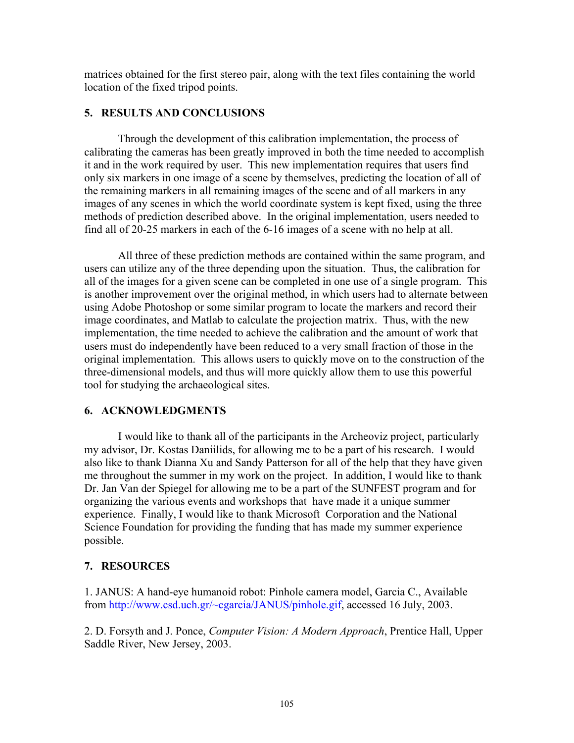matrices obtained for the first stereo pair, along with the text files containing the world location of the fixed tripod points.

## 5. RESULTS AND CONCLUSIONS

Through the development of this calibration implementation, the process of calibrating the cameras has been greatly improved in both the time needed to accomplish it and in the work required by user. This new implementation requires that users find only six markers in one image of a scene by themselves, predicting the location of all of the remaining markers in all remaining images of the scene and of all markers in any images of any scenes in which the world coordinate system is kept fixed, using the three methods of prediction described above. In the original implementation, users needed to find all of 20-25 markers in each of the 6-16 images of a scene with no help at all.

All three of these prediction methods are contained within the same program, and users can utilize any of the three depending upon the situation. Thus, the calibration for all of the images for a given scene can be completed in one use of a single program. This is another improvement over the original method, in which users had to alternate between using Adobe Photoshop or some similar program to locate the markers and record their image coordinates, and Matlab to calculate the projection matrix. Thus, with the new implementation, the time needed to achieve the calibration and the amount of work that users must do independently have been reduced to a very small fraction of those in the original implementation. This allows users to quickly move on to the construction of the three-dimensional models, and thus will more quickly allow them to use this powerful tool for studying the archaeological sites.

## 6. ACKNOWLEDGMENTS

I would like to thank all of the participants in the Archeoviz project, particularly my advisor, Dr. Kostas Daniilids, for allowing me to be a part of his research. I would also like to thank Dianna Xu and Sandy Patterson for all of the help that they have given me throughout the summer in my work on the project. In addition, I would like to thank Dr. Jan Van der Spiegel for allowing me to be a part of the SUNFEST program and for organizing the various events and workshops that have made it a unique summer experience. Finally, I would like to thank Microsoft Corporation and the National Science Foundation for providing the funding that has made my summer experience possible.

## 7. RESOURCES

1. JANUS: A hand-eye humanoid robot: Pinhole camera model, Garcia C., Available from http://www.csd.uch.gr/~cgarcia/JANUS/pinhole.gif, accessed 16 July, 2003.

2. D. Forsyth and J. Ponce, *Computer Vision: A Modern Approach*, Prentice Hall, Upper Saddle River, New Jersey, 2003.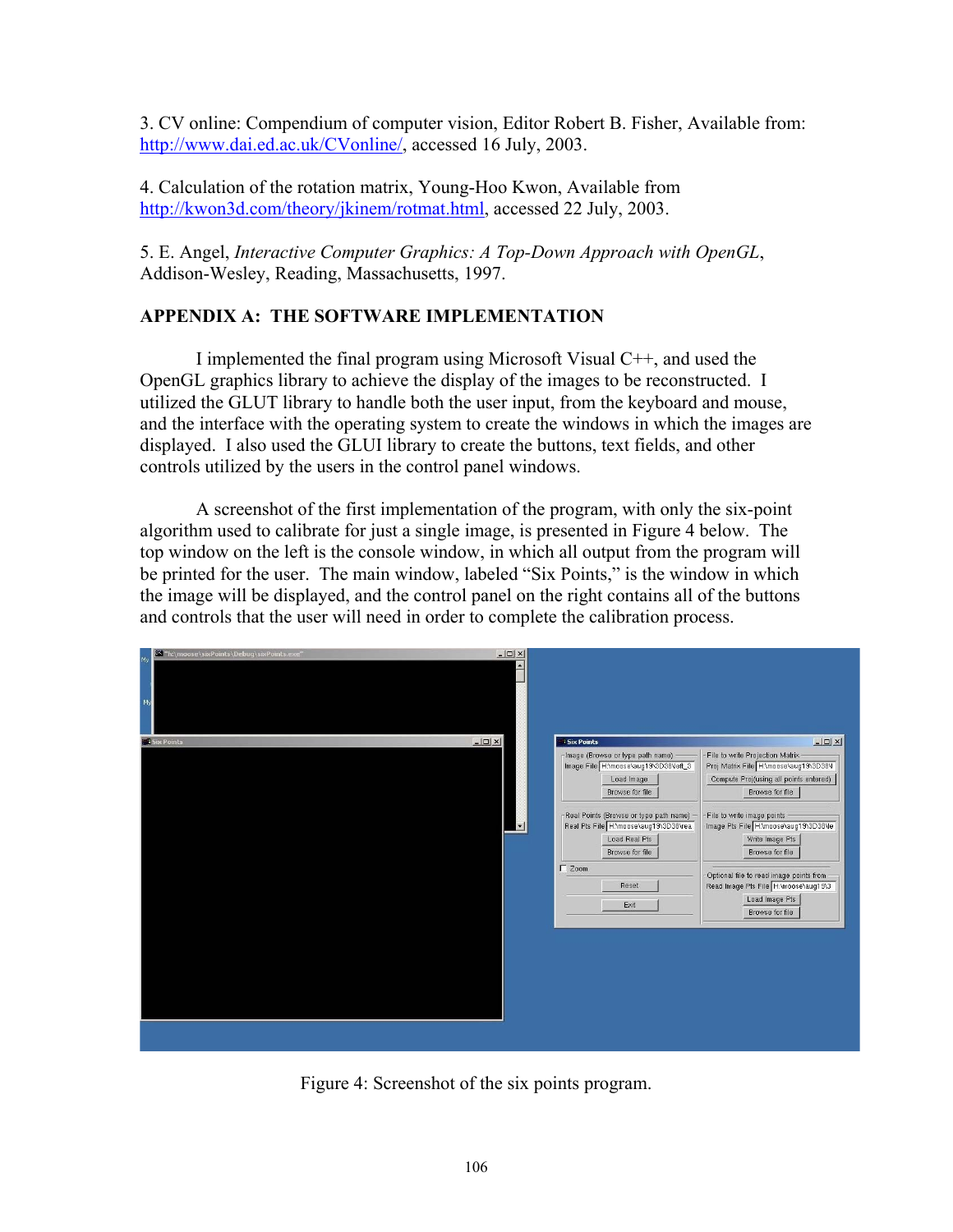3. CV online: Compendium of computer vision, Editor Robert B. Fisher, Available from: http://www.dai.ed.ac.uk/CVonline/, accessed 16 July, 2003.

4. Calculation of the rotation matrix, Young-Hoo Kwon, Available from http://kwon3d.com/theory/jkinem/rotmat.html, accessed 22 July, 2003.

5. E. Angel, *Interactive Computer Graphics: A Top-Down Approach with OpenGL*, Addison-Wesley, Reading, Massachusetts, 1997.

## APPENDIX A: THE SOFTWARE IMPLEMENTATION

I implemented the final program using Microsoft Visual C++, and used the OpenGL graphics library to achieve the display of the images to be reconstructed. I utilized the GLUT library to handle both the user input, from the keyboard and mouse, and the interface with the operating system to create the windows in which the images are displayed. I also used the GLUI library to create the buttons, text fields, and other controls utilized by the users in the control panel windows.

A screenshot of the first implementation of the program, with only the six-point algorithm used to calibrate for just a single image, is presented in Figure 4 below. The top window on the left is the console window, in which all output from the program will be printed for the user. The main window, labeled "Six Points," is the window in which the image will be displayed, and the control panel on the right contains all of the buttons and controls that the user will need in order to complete the calibration process.

Figure 4: Screenshot of the six points program.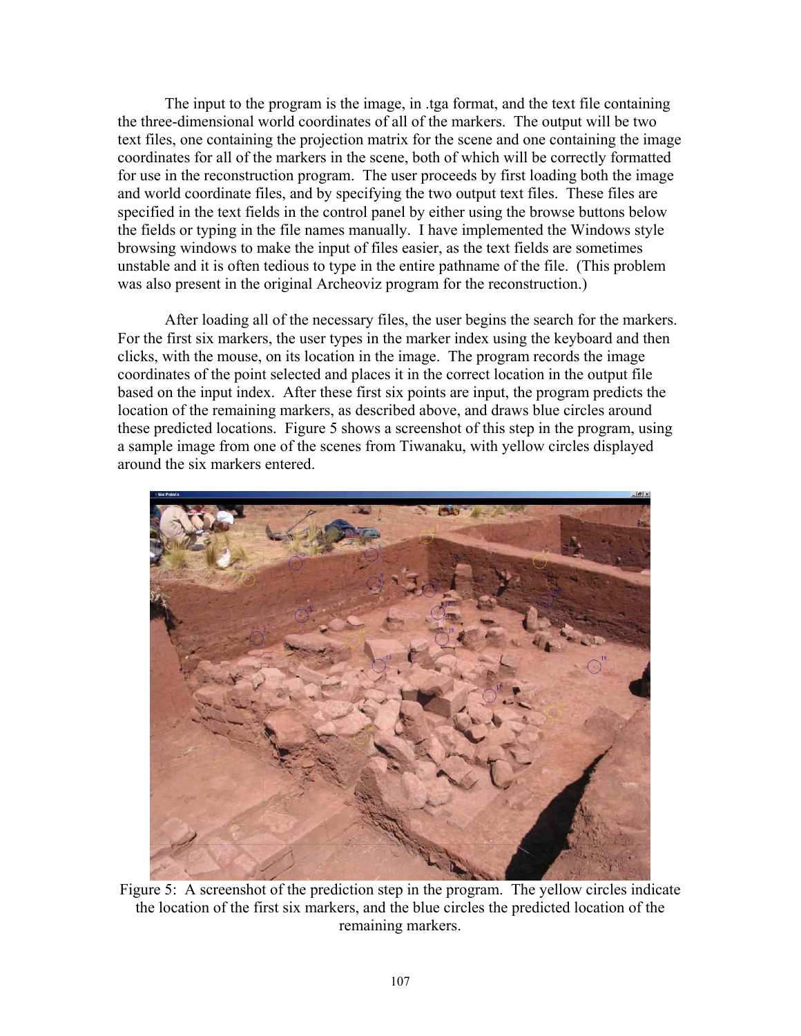The input to the program is the image, in .tga format, and the text file containing the three-dimensional world coordinates of all of the markers. The output will be two text files, one containing the projection matrix for the scene and one containing the image coordinates for all of the markers in the scene, both of which will be correctly formatted for use in the reconstruction program. The user proceeds by first loading both the image and world coordinate files, and by specifying the two output text files. These files are specified in the text fields in the control panel by either using the browse buttons below the fields or typing in the file names manually. I have implemented the Windows style browsing windows to make the input of files easier, as the text fields are sometimes unstable and it is often tedious to type in the entire pathname of the file. (This problem was also present in the original Archeoviz program for the reconstruction.)

After loading all of the necessary files, the user begins the search for the markers. For the first six markers, the user types in the marker index using the keyboard and then clicks, with the mouse, on its location in the image. The program records the image coordinates of the point selected and places it in the correct location in the output file based on the input index. After these first six points are input, the program predicts the location of the remaining markers, as described above, and draws blue circles around these predicted locations. Figure 5 shows a screenshot of this step in the program, using a sample image from one of the scenes from Tiwanaku, with yellow circles displayed around the six markers entered.

Figure 5: A screenshot of the prediction step in the program. The yellow circles indicate the location of the first six markers, and the blue circles the predicted location of the remaining markers.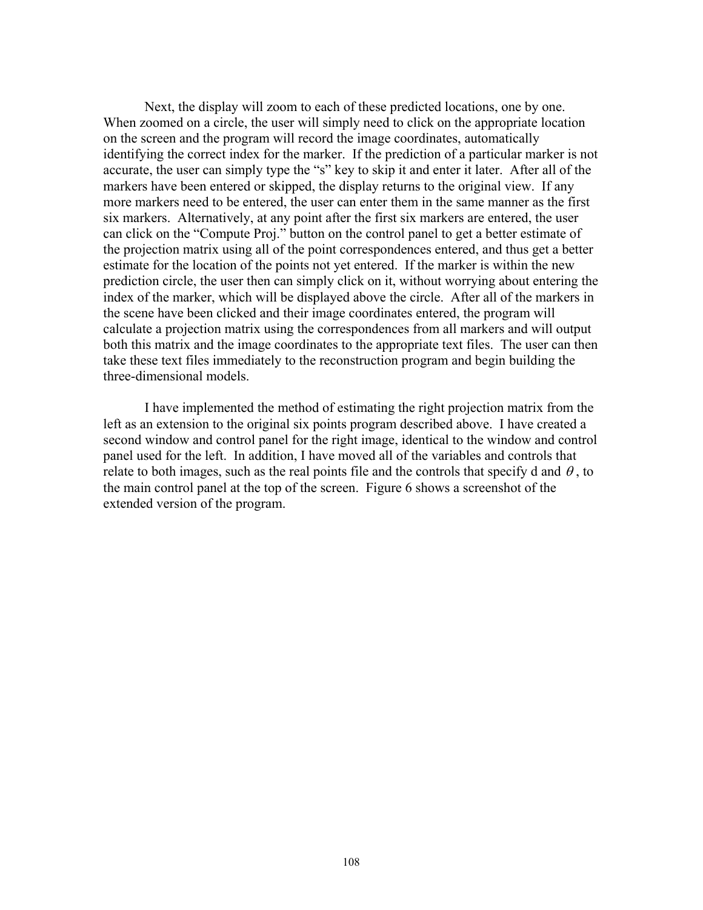Next, the display will zoom to each of these predicted locations, one by one. When zoomed on a circle, the user will simply need to click on the appropriate location on the screen and the program will record the image coordinates, automatically identifying the correct index for the marker. If the prediction of a particular marker is not accurate, the user can simply type the "s" key to skip it and enter it later. After all of the markers have been entered or skipped, the display returns to the original view. If any more markers need to be entered, the user can enter them in the same manner as the first six markers. Alternatively, at any point after the first six markers are entered, the user can click on the "Compute Proj." button on the control panel to get a better estimate of the projection matrix using all of the point correspondences entered, and thus get a better estimate for the location of the points not yet entered. If the marker is within the new prediction circle, the user then can simply click on it, without worrying about entering the index of the marker, which will be displayed above the circle. After all of the markers in the scene have been clicked and their image coordinates entered, the program will calculate a projection matrix using the correspondences from all markers and will output both this matrix and the image coordinates to the appropriate text files. The user can then take these text files immediately to the reconstruction program and begin building the three-dimensional models.

I have implemented the method of estimating the right projection matrix from the left as an extension to the original six points program described above. I have created a second window and control panel for the right image, identical to the window and control panel used for the left. In addition, I have moved all of the variables and controls that relate to both images, such as the real points file and the controls that specify d and $\theta$, to the main control panel at the top of the screen. Figure 6 shows a screenshot of the extended version of the program.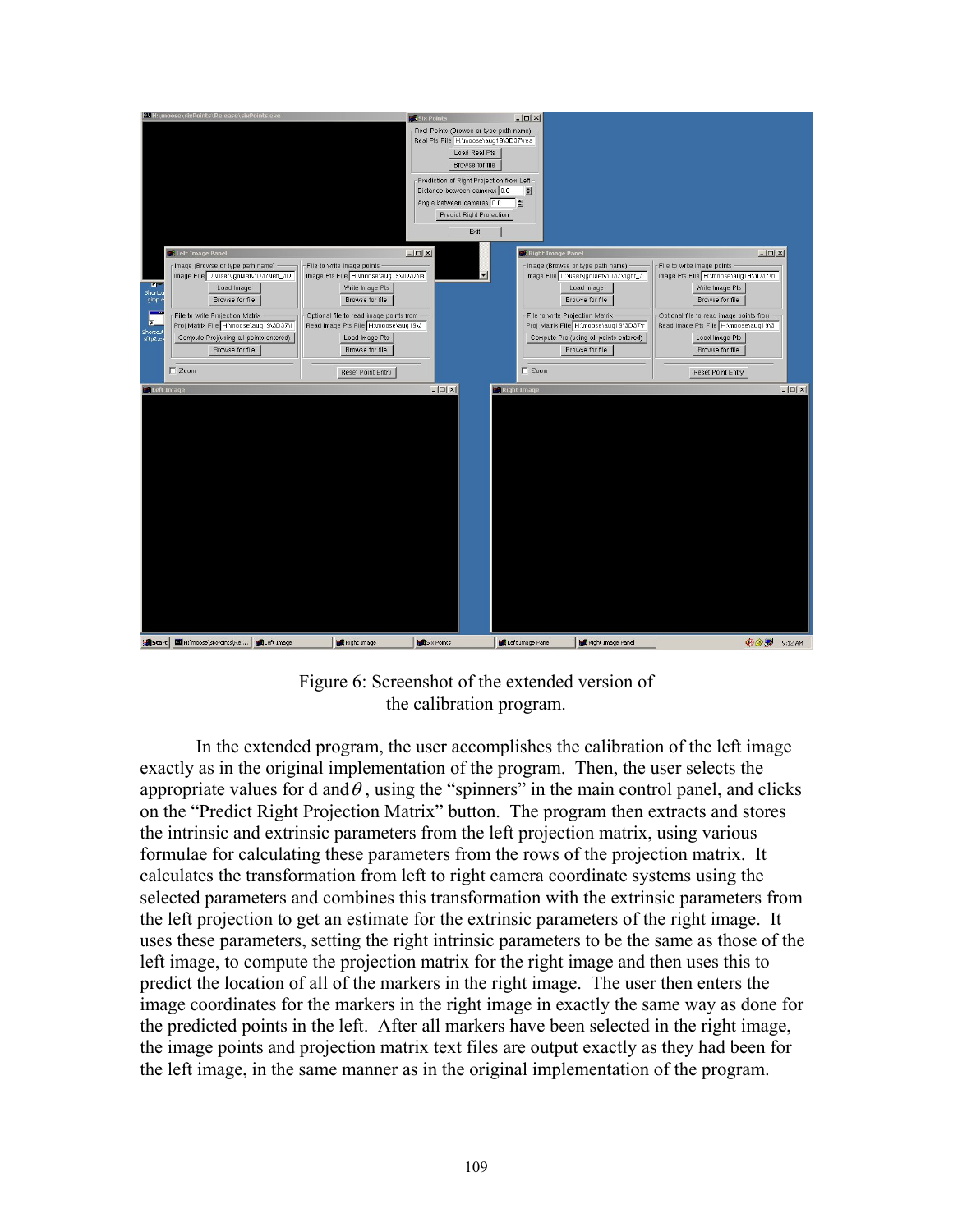Figure 6: Screenshot of the extended version of the calibration program.

In the extended program, the user accomplishes the calibration of the left image exactly as in the original implementation of the program. Then, the user selects the appropriate values for d and $\theta$, using the "spinners" in the main control panel, and clicks on the "Predict Right Projection Matrix" button. The program then extracts and stores the intrinsic and extrinsic parameters from the left projection matrix, using various formulae for calculating these parameters from the rows of the projection matrix. It calculates the transformation from left to right camera coordinate systems using the selected parameters and combines this transformation with the extrinsic parameters from the left projection to get an estimate for the extrinsic parameters of the right image. It uses these parameters, setting the right intrinsic parameters to be the same as those of the left image, to compute the projection matrix for the right image and then uses this to predict the location of all of the markers in the right image. The user then enters the image coordinates for the markers in the right image in exactly the same way as done for the predicted points in the left. After all markers have been selected in the right image, the image points and projection matrix text files are output exactly as they had been for the left image, in the same manner as in the original implementation of the program.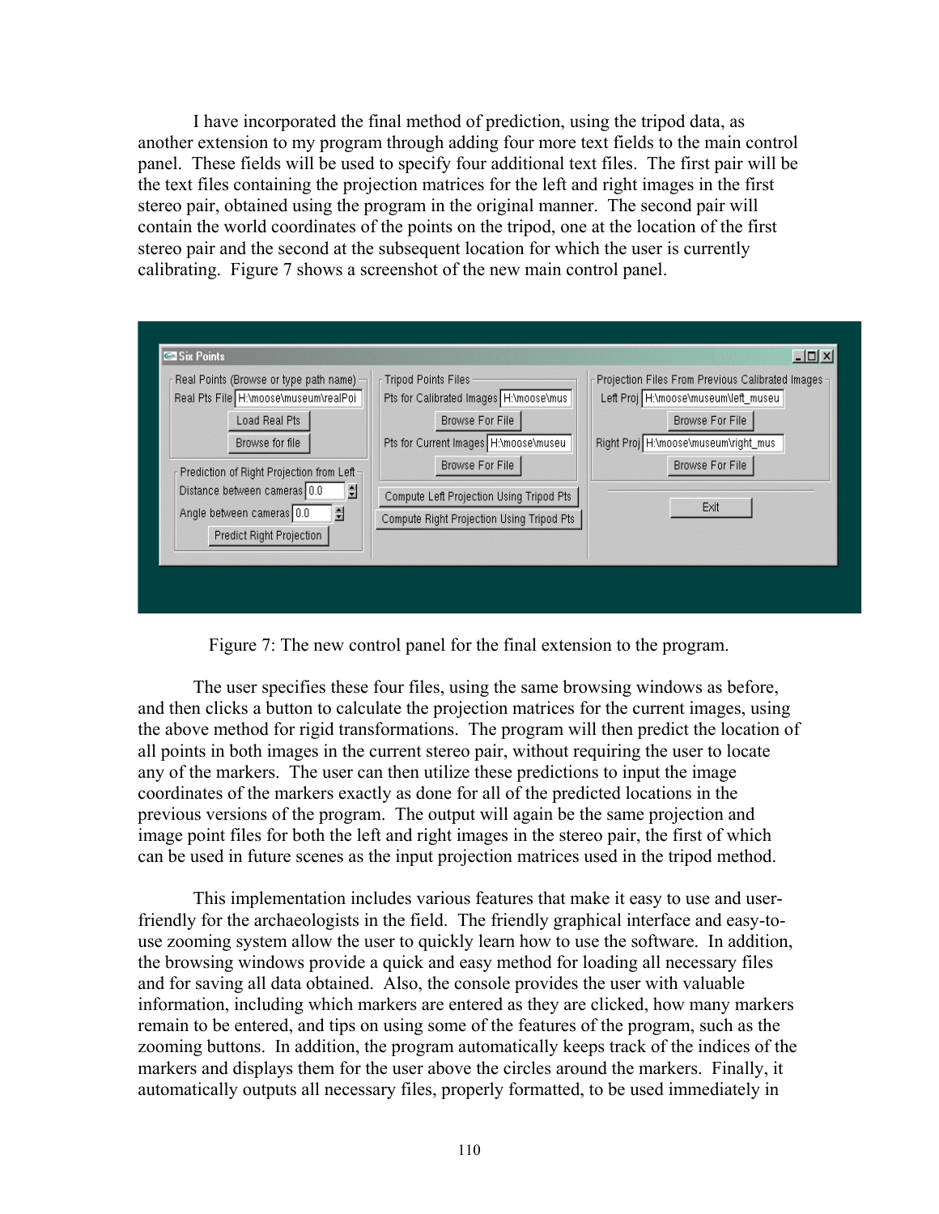I have incorporated the final method of prediction, using the tripod data, as another extension to my program through adding four more text fields to the main control panel. These fields will be used to specify four additional text files. The first pair will be the text files containing the projection matrices for the left and right images in the first stereo pair, obtained using the program in the original manner. The second pair will contain the world coordinates of the points on the tripod, one at the location of the first stereo pair and the second at the subsequent location for which the user is currently calibrating. Figure 7 shows a screenshot of the new main control panel.

Figure 7: The new control panel for the final extension to the program.

The user specifies these four files, using the same browsing windows as before, and then clicks a button to calculate the projection matrices for the current images, using the above method for rigid transformations. The program will then predict the location of all points in both images in the current stereo pair, without requiring the user to locate any of the markers. The user can then utilize these predictions to input the image coordinates of the markers exactly as done for all of the predicted locations in the previous versions of the program. The output will again be the same projection and image point files for both the left and right images in the stereo pair, the first of which can be used in future scenes as the input projection matrices used in the tripod method.

This implementation includes various features that make it easy to use and user-friendly for the archaeologists in the field. The friendly graphical interface and easy-to-use zooming system allow the user to quickly learn how to use the software. In addition, the browsing windows provide a quick and easy method for loading all necessary files and for saving all data obtained. Also, the console provides the user with valuable information, including which markers are entered as they are clicked, how many markers remain to be entered, and tips on using some of the features of the program, such as the zooming buttons. In addition, the program automatically keeps track of the indices of the markers and displays them for the user above the circles around the markers. Finally, it automatically outputs all necessary files, properly formatted, to be used immediately in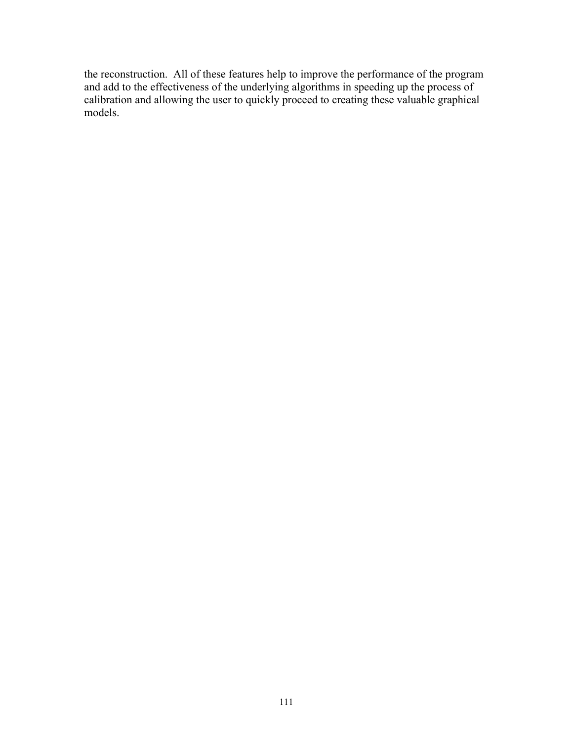the reconstruction. All of these features help to improve the performance of the program and add to the effectiveness of the underlying algorithms in speeding up the process of calibration and allowing the user to quickly proceed to creating these valuable graphical models.